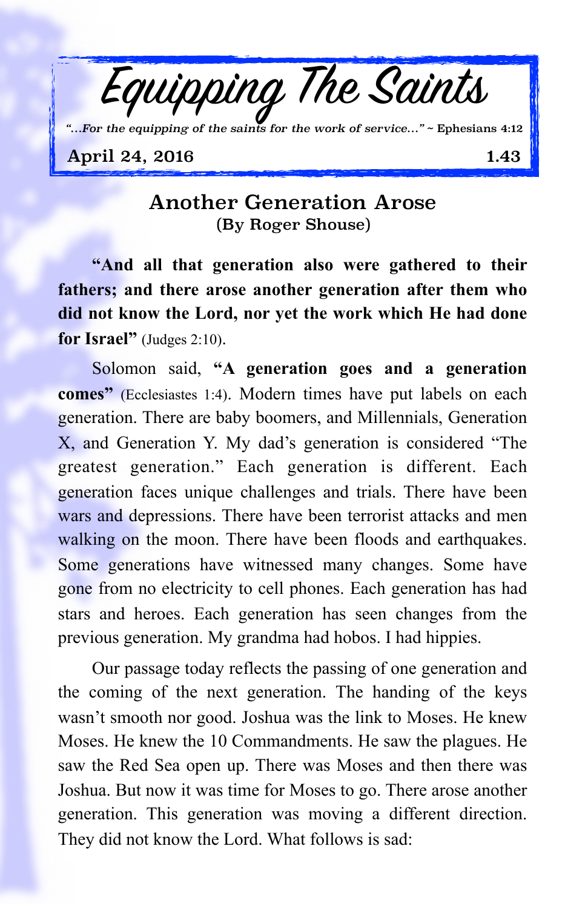# Equipping The Saints

*"...For the equipping of the saints for the work of service..."* ~ Ephesians 4:12

**April 24, 2016** **1.43**

## Another Generation Arose

**(By Roger Shouse)**

**"And all that generation also were gathered to their fathers; and there arose another generation after them who did not know the Lord, nor yet the work which He had done for Israel"** (Judges 2:10).

Solomon said, **"A generation goes and a generation comes"** (Ecclesiastes 1:4). Modern times have put labels on each generation. There are baby boomers, and Millennials, Generation X, and Generation Y. My dad's generation is considered "The greatest generation." Each generation is different. Each generation faces unique challenges and trials. There have been wars and depressions. There have been terrorist attacks and men walking on the moon. There have been floods and earthquakes. Some generations have witnessed many changes. Some have gone from no electricity to cell phones. Each generation has had stars and heroes. Each generation has seen changes from the previous generation. My grandma had hobos. I had hippies.

Our passage today reflects the passing of one generation and the coming of the next generation. The handing of the keys wasn't smooth nor good. Joshua was the link to Moses. He knew Moses. He knew the 10 Commandments. He saw the plagues. He saw the Red Sea open up. There was Moses and then there was Joshua. But now it was time for Moses to go. There arose another generation. This generation was moving a different direction. They did not know the Lord. What follows is sad: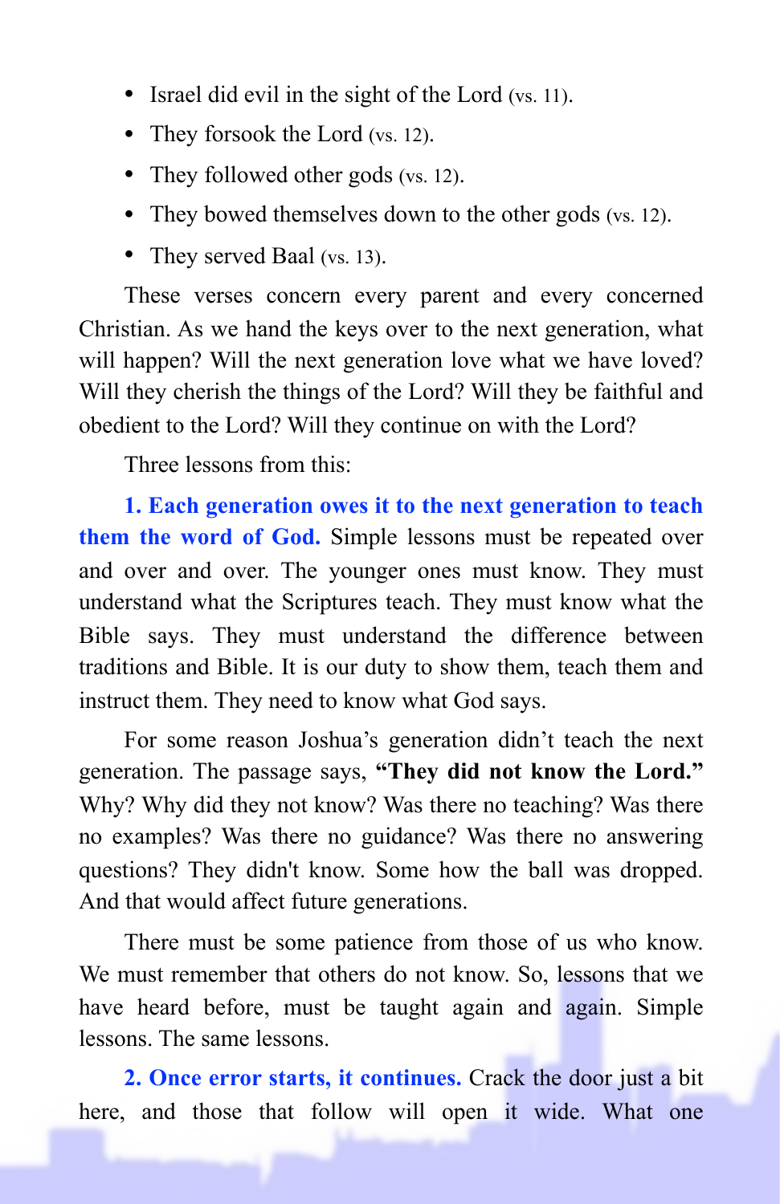- Israel did evil in the sight of the Lord (vs. 11).
- They forsook the Lord (vs. 12).
- They followed other gods (vs. 12).
- They bowed themselves down to the other gods (vs. 12).
- They served Baal (vs. 13).

These verses concern every parent and every concerned Christian. As we hand the keys over to the next generation, what will happen? Will the next generation love what we have loved? Will they cherish the things of the Lord? Will they be faithful and obedient to the Lord? Will they continue on with the Lord?

Three lessons from this:

**1. Each generation owes it to the next generation to teach them the word of God.** Simple lessons must be repeated over and over and over. The younger ones must know. They must understand what the Scriptures teach. They must know what the Bible says. They must understand the difference between traditions and Bible. It is our duty to show them, teach them and instruct them. They need to know what God says.

For some reason Joshua's generation didn't teach the next generation. The passage says, **"They did not know the Lord."** Why? Why did they not know? Was there no teaching? Was there no examples? Was there no guidance? Was there no answering questions? They didn't know. Some how the ball was dropped. And that would affect future generations.

There must be some patience from those of us who know. We must remember that others do not know. So, lessons that we have heard before, must be taught again and again. Simple lessons. The same lessons.

**2. Once error starts, it continues.** Crack the door just a bit here, and those that follow will open it wide. What one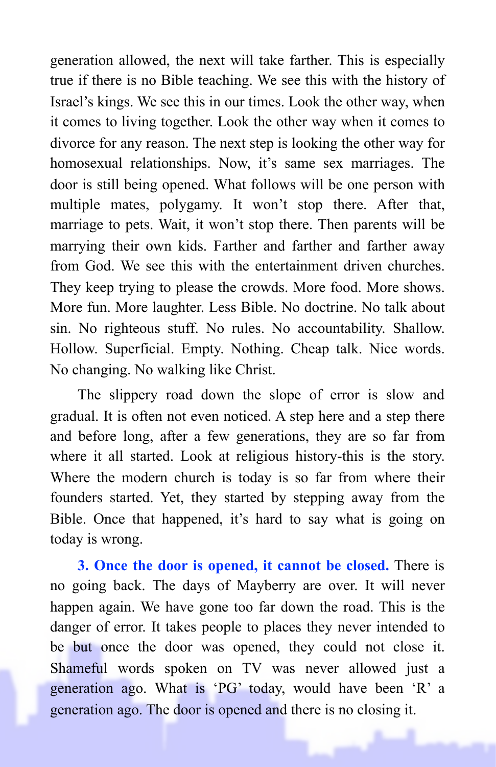generation allowed, the next will take farther. This is especially true if there is no Bible teaching. We see this with the history of Israel's kings. We see this in our times. Look the other way, when it comes to living together. Look the other way when it comes to divorce for any reason. The next step is looking the other way for homosexual relationships. Now, it's same sex marriages. The door is still being opened. What follows will be one person with multiple mates, polygamy. It won't stop there. After that, marriage to pets. Wait, it won't stop there. Then parents will be marrying their own kids. Farther and farther and farther away from God. We see this with the entertainment driven churches. They keep trying to please the crowds. More food. More shows. More fun. More laughter. Less Bible. No doctrine. No talk about sin. No righteous stuff. No rules. No accountability. Shallow. Hollow. Superficial. Empty. Nothing. Cheap talk. Nice words. No changing. No walking like Christ.

The slippery road down the slope of error is slow and gradual. It is often not even noticed. A step here and a step there and before long, after a few generations, they are so far from where it all started. Look at religious history-this is the story. Where the modern church is today is so far from where their founders started. Yet, they started by stepping away from the Bible. Once that happened, it's hard to say what is going on today is wrong.

**3. Once the door is opened, it cannot be closed.** There is no going back. The days of Mayberry are over. It will never happen again. We have gone too far down the road. This is the danger of error. It takes people to places they never intended to be but once the door was opened, they could not close it. Shameful words spoken on TV was never allowed just a generation ago. What is 'PG' today, would have been 'R' a generation ago. The door is opened and there is no closing it.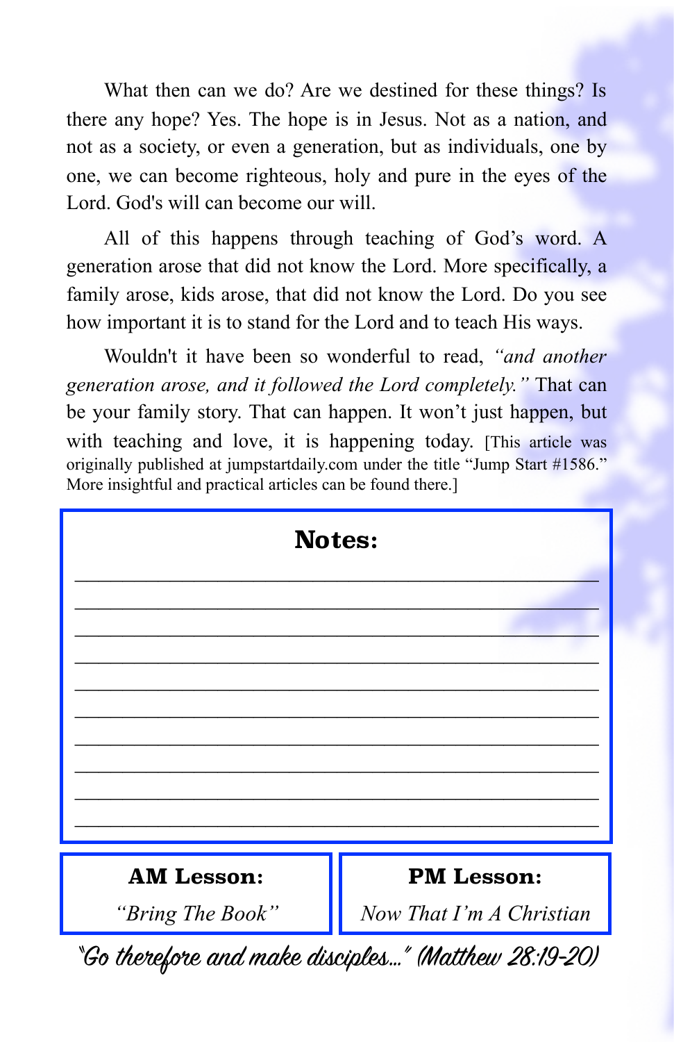What then can we do? Are we destined for these things? Is there any hope? Yes. The hope is in Jesus. Not as a nation, and not as a society, or even a generation, but as individuals, one by one, we can become righteous, holy and pure in the eyes of the Lord. God's will can become our will.

All of this happens through teaching of God's word. A generation arose that did not know the Lord. More specifically, a family arose, kids arose, that did not know the Lord. Do you see how important it is to stand for the Lord and to teach His ways.

Wouldn't it have been so wonderful to read, *"and another generation arose, and it followed the Lord completely."* That can be your family story. That can happen. It won't just happen, but with teaching and love, it is happening today. [This article was originally published at jumpstartdaily.com under the title "Jump Start #1586." More insightful and practical articles can be found there.]

## Notes:

______________________________________________________________

______________________________________________________________

______________________________________________________________

______________________________________________________________

______________________________________________________________

______________________________________________________________

______________________________________________________________

______________________________________________________________

______________________________________________________________

______________________________________________________________

**AM Lesson:**

*"Bring The Book"*

**PM Lesson:**

*Now That I'm A Christian*

*"Go therefore and make disciples..." (Matthew 28:19-20)*